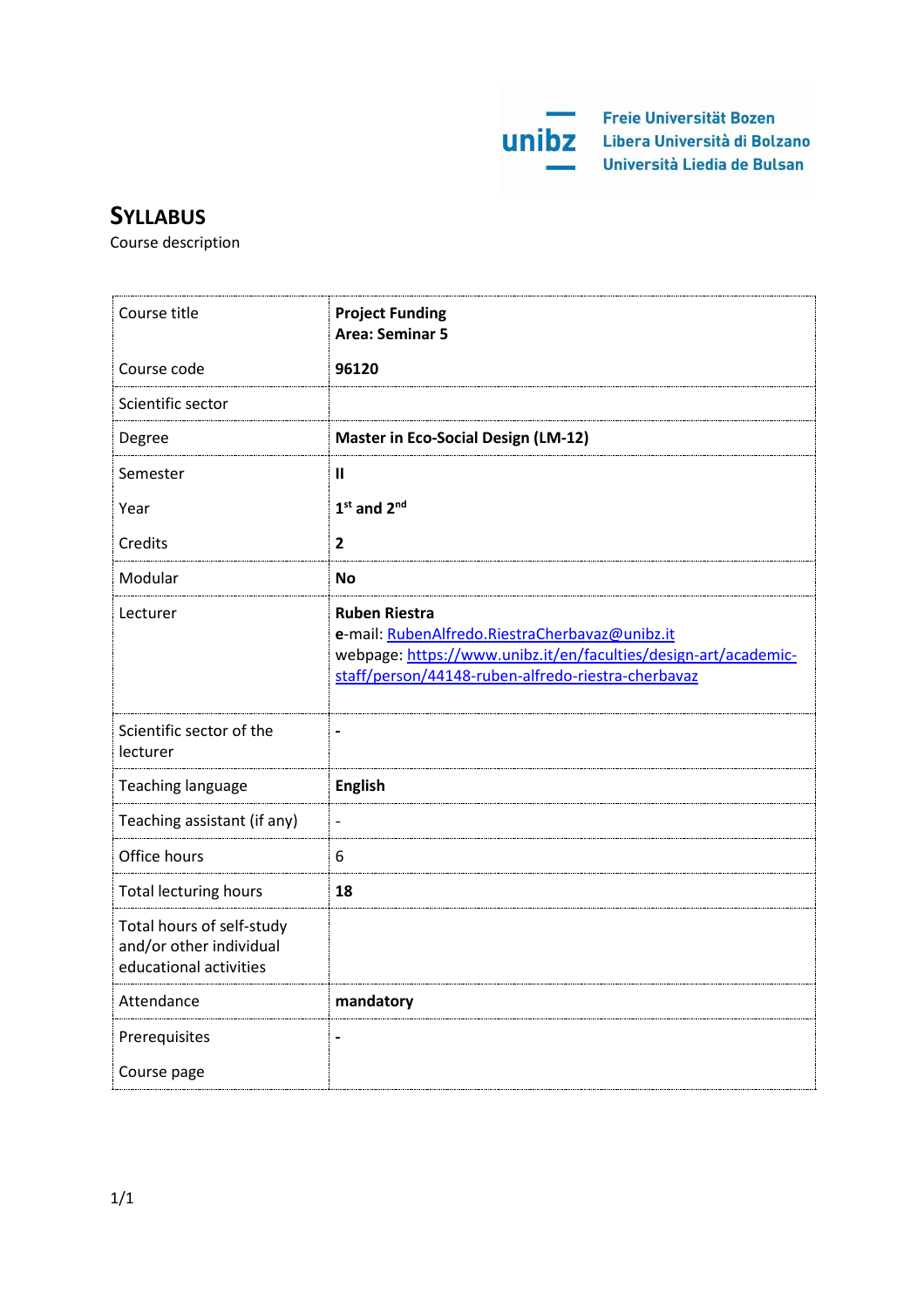# Syllabus

Course description

| | |
|---|---|
| Course title | **Project Funding**<br>**Area: Seminar 5** |
| Course code | **96120** |
| Scientific sector | |
| Degree | **Master in Eco-Social Design (LM-12)** |
| Semester | **II** |
| Year | **1st and 2nd** |
| Credits | **2** |
| Modular | **No** |
| Lecturer | **Ruben Riestra**<br>**e**-mail: RubenAlfredo.RiestraCherbavaz@unibz.it<br>webpage: https://www.unibz.it/en/faculties/design-art/academic-staff/person/44148-ruben-alfredo-riestra-cherbavaz |
| Scientific sector of the lecturer | **-** |
| Teaching language | **English** |
| Teaching assistant (if any) | - |
| Office hours | 6 |
| Total lecturing hours | **18** |
| Total hours of self-study and/or other individual educational activities | |
| Attendance | **mandatory** |
| Prerequisites | **-** |
| Course page | |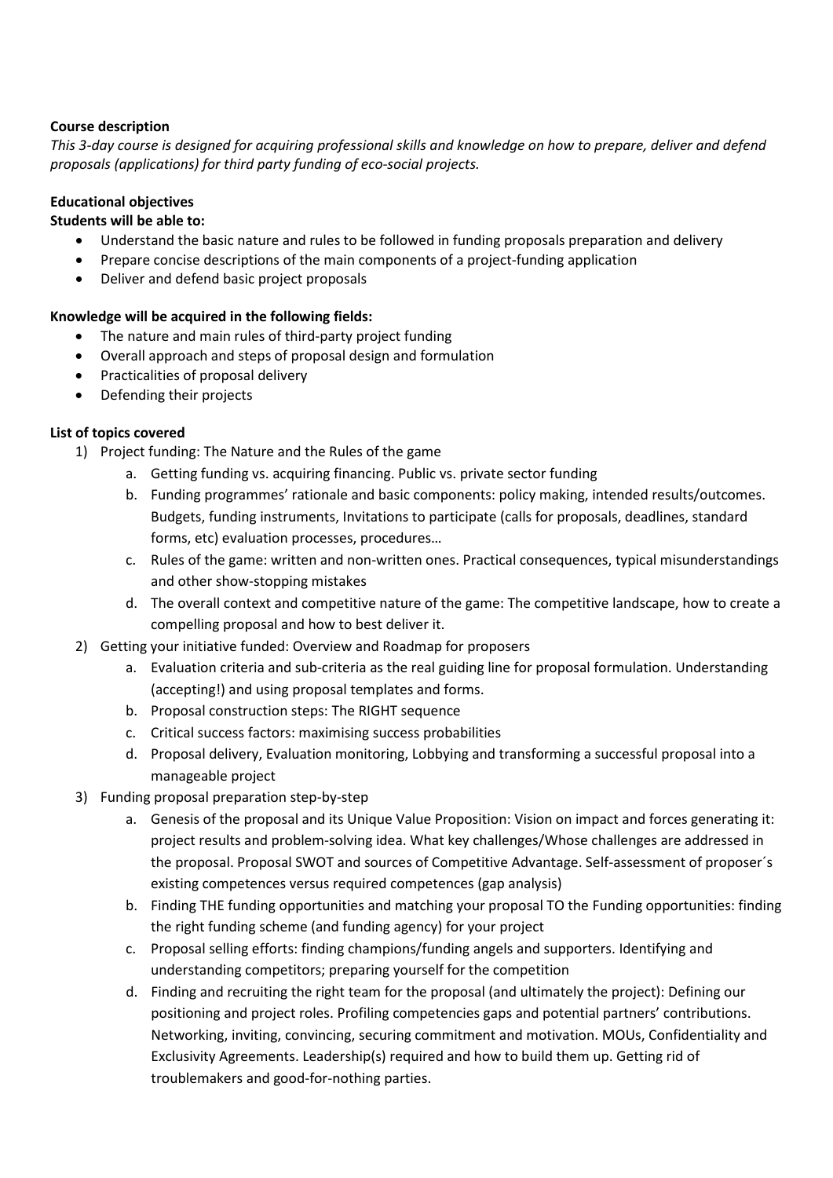**Course description**

*This 3-day course is designed for acquiring professional skills and knowledge on how to prepare, deliver and defend proposals (applications) for third party funding of eco-social projects.*

**Educational objectives**

**Students will be able to:**

- Understand the basic nature and rules to be followed in funding proposals preparation and delivery
- Prepare concise descriptions of the main components of a project-funding application
- Deliver and defend basic project proposals

**Knowledge will be acquired in the following fields:**

- The nature and main rules of third-party project funding
- Overall approach and steps of proposal design and formulation
- Practicalities of proposal delivery
- Defending their projects

**List of topics covered**

1) Project funding: The Nature and the Rules of the game
   a. Getting funding vs. acquiring financing. Public vs. private sector funding
   b. Funding programmes' rationale and basic components: policy making, intended results/outcomes. Budgets, funding instruments, Invitations to participate (calls for proposals, deadlines, standard forms, etc) evaluation processes, procedures…
   c. Rules of the game: written and non-written ones. Practical consequences, typical misunderstandings and other show-stopping mistakes
   d. The overall context and competitive nature of the game: The competitive landscape, how to create a compelling proposal and how to best deliver it.
2) Getting your initiative funded: Overview and Roadmap for proposers
   a. Evaluation criteria and sub-criteria as the real guiding line for proposal formulation. Understanding (accepting!) and using proposal templates and forms.
   b. Proposal construction steps: The RIGHT sequence
   c. Critical success factors: maximising success probabilities
   d. Proposal delivery, Evaluation monitoring, Lobbying and transforming a successful proposal into a manageable project
3) Funding proposal preparation step-by-step
   a. Genesis of the proposal and its Unique Value Proposition: Vision on impact and forces generating it: project results and problem-solving idea. What key challenges/Whose challenges are addressed in the proposal. Proposal SWOT and sources of Competitive Advantage. Self-assessment of proposer´s existing competences versus required competences (gap analysis)
   b. Finding THE funding opportunities and matching your proposal TO the Funding opportunities: finding the right funding scheme (and funding agency) for your project
   c. Proposal selling efforts: finding champions/funding angels and supporters. Identifying and understanding competitors; preparing yourself for the competition
   d. Finding and recruiting the right team for the proposal (and ultimately the project): Defining our positioning and project roles. Profiling competencies gaps and potential partners' contributions. Networking, inviting, convincing, securing commitment and motivation. MOUs, Confidentiality and Exclusivity Agreements. Leadership(s) required and how to build them up. Getting rid of troublemakers and good-for-nothing parties.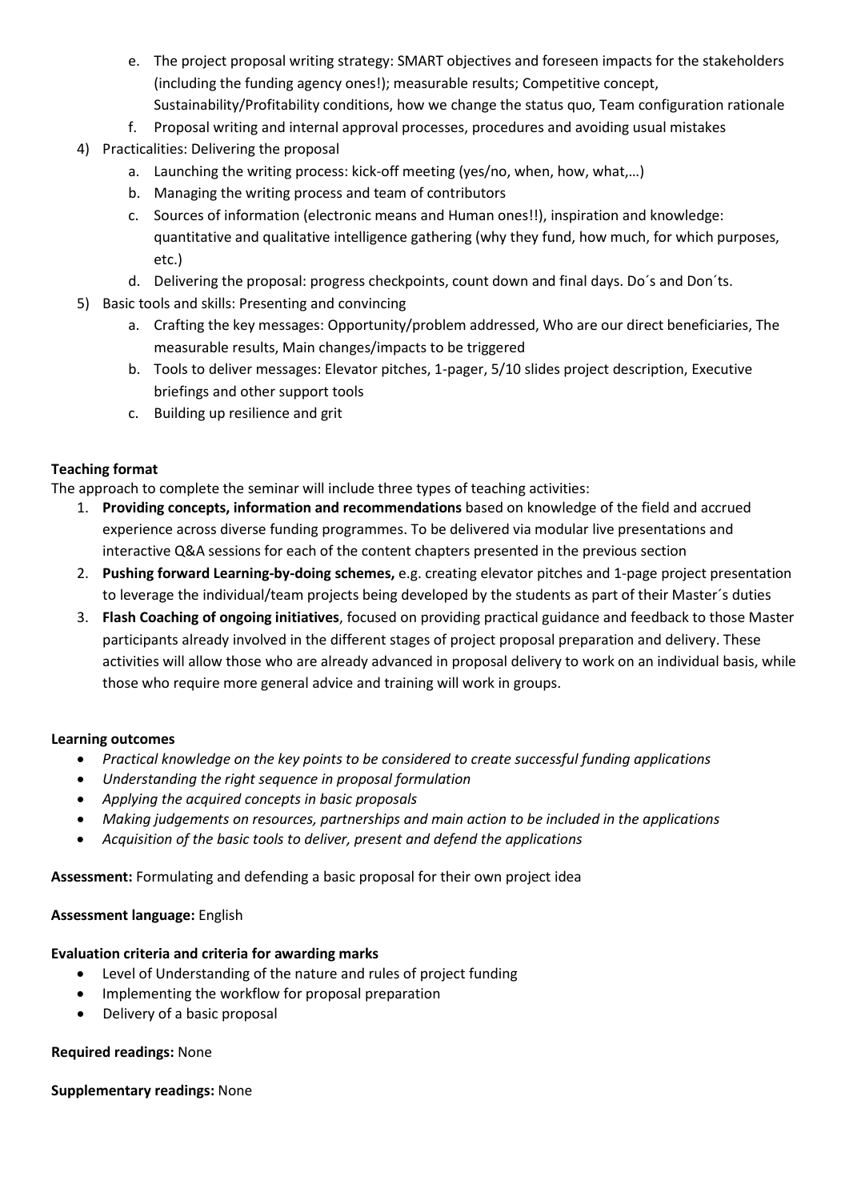e. The project proposal writing strategy: SMART objectives and foreseen impacts for the stakeholders (including the funding agency ones!); measurable results; Competitive concept, Sustainability/Profitability conditions, how we change the status quo, Team configuration rationale
   f. Proposal writing and internal approval processes, procedures and avoiding usual mistakes
4) Practicalities: Delivering the proposal
   a. Launching the writing process: kick-off meeting (yes/no, when, how, what,…)
   b. Managing the writing process and team of contributors
   c. Sources of information (electronic means and Human ones!!), inspiration and knowledge: quantitative and qualitative intelligence gathering (why they fund, how much, for which purposes, etc.)
   d. Delivering the proposal: progress checkpoints, count down and final days. Do´s and Don´ts.
5) Basic tools and skills: Presenting and convincing
   a. Crafting the key messages: Opportunity/problem addressed, Who are our direct beneficiaries, The measurable results, Main changes/impacts to be triggered
   b. Tools to deliver messages: Elevator pitches, 1-pager, 5/10 slides project description, Executive briefings and other support tools
   c. Building up resilience and grit

**Teaching format**

The approach to complete the seminar will include three types of teaching activities:

1. **Providing concepts, information and recommendations** based on knowledge of the field and accrued experience across diverse funding programmes. To be delivered via modular live presentations and interactive Q&A sessions for each of the content chapters presented in the previous section
2. **Pushing forward Learning-by-doing schemes,** e.g. creating elevator pitches and 1-page project presentation to leverage the individual/team projects being developed by the students as part of their Master´s duties
3. **Flash Coaching of ongoing initiatives**, focused on providing practical guidance and feedback to those Master participants already involved in the different stages of project proposal preparation and delivery. These activities will allow those who are already advanced in proposal delivery to work on an individual basis, while those who require more general advice and training will work in groups.

**Learning outcomes**

- *Practical knowledge on the key points to be considered to create successful funding applications*
- *Understanding the right sequence in proposal formulation*
- *Applying the acquired concepts in basic proposals*
- *Making judgements on resources, partnerships and main action to be included in the applications*
- *Acquisition of the basic tools to deliver, present and defend the applications*

**Assessment:** Formulating and defending a basic proposal for their own project idea

**Assessment language:** English

**Evaluation criteria and criteria for awarding marks**

- Level of Understanding of the nature and rules of project funding
- Implementing the workflow for proposal preparation
- Delivery of a basic proposal

**Required readings:** None

**Supplementary readings:** None